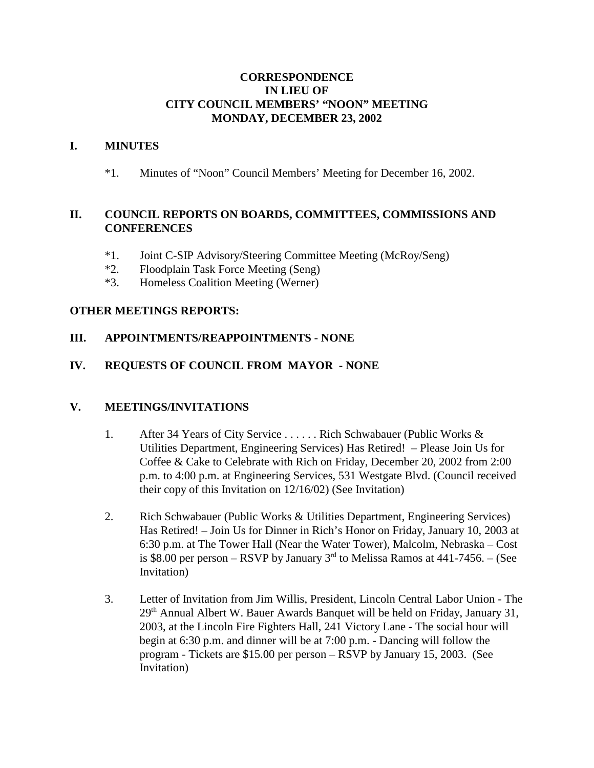# CORRESPONDENCE
# IN LIEU OF
# CITY COUNCIL MEMBERS' "NOON" MEETING
# MONDAY, DECEMBER 23, 2002

## I. MINUTES

*1. Minutes of "Noon" Council Members' Meeting for December 16, 2002.

## II. COUNCIL REPORTS ON BOARDS, COMMITTEES, COMMISSIONS AND CONFERENCES

*1. Joint C-SIP Advisory/Steering Committee Meeting (McRoy/Seng)
*2. Floodplain Task Force Meeting (Seng)
*3. Homeless Coalition Meeting (Werner)

**OTHER MEETINGS REPORTS:**

## III. APPOINTMENTS/REAPPOINTMENTS - NONE

## IV. REQUESTS OF COUNCIL FROM MAYOR - NONE

## V. MEETINGS/INVITATIONS

1. After 34 Years of City Service . . . . . . Rich Schwabauer (Public Works & Utilities Department, Engineering Services) Has Retired! – Please Join Us for Coffee & Cake to Celebrate with Rich on Friday, December 20, 2002 from 2:00 p.m. to 4:00 p.m. at Engineering Services, 531 Westgate Blvd. (Council received their copy of this Invitation on 12/16/02) (See Invitation)

2. Rich Schwabauer (Public Works & Utilities Department, Engineering Services) Has Retired! – Join Us for Dinner in Rich's Honor on Friday, January 10, 2003 at 6:30 p.m. at The Tower Hall (Near the Water Tower), Malcolm, Nebraska – Cost is \$8.00 per person – RSVP by January 3rd to Melissa Ramos at 441-7456. – (See Invitation)

3. Letter of Invitation from Jim Willis, President, Lincoln Central Labor Union - The 29th Annual Albert W. Bauer Awards Banquet will be held on Friday, January 31, 2003, at the Lincoln Fire Fighters Hall, 241 Victory Lane - The social hour will begin at 6:30 p.m. and dinner will be at 7:00 p.m. - Dancing will follow the program - Tickets are \$15.00 per person – RSVP by January 15, 2003. (See Invitation)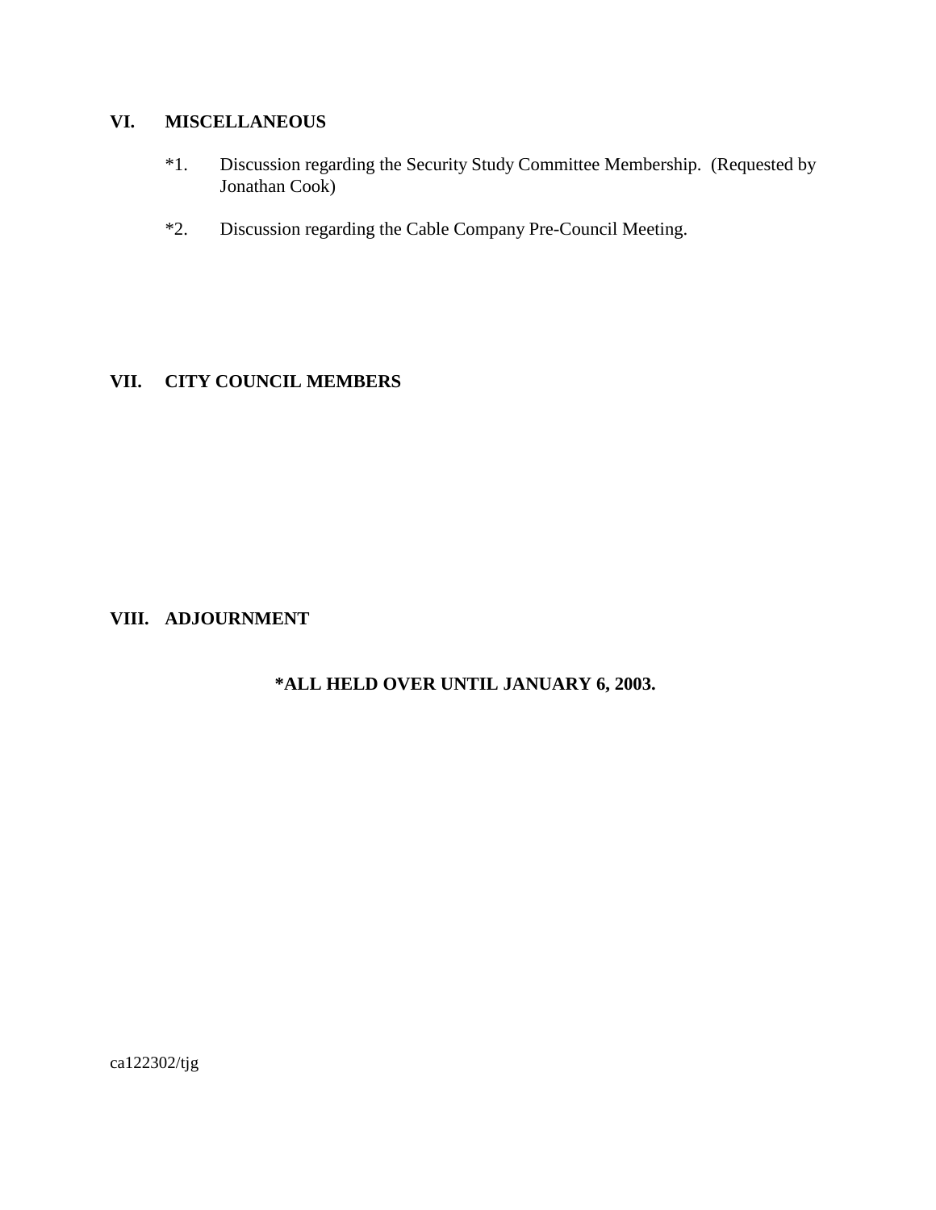## VI. MISCELLANEOUS

*1. Discussion regarding the Security Study Committee Membership. (Requested by Jonathan Cook)

*2. Discussion regarding the Cable Company Pre-Council Meeting.

## VII. CITY COUNCIL MEMBERS

## VIII. ADJOURNMENT

**\*ALL HELD OVER UNTIL JANUARY 6, 2003.**

ca122302/tjg